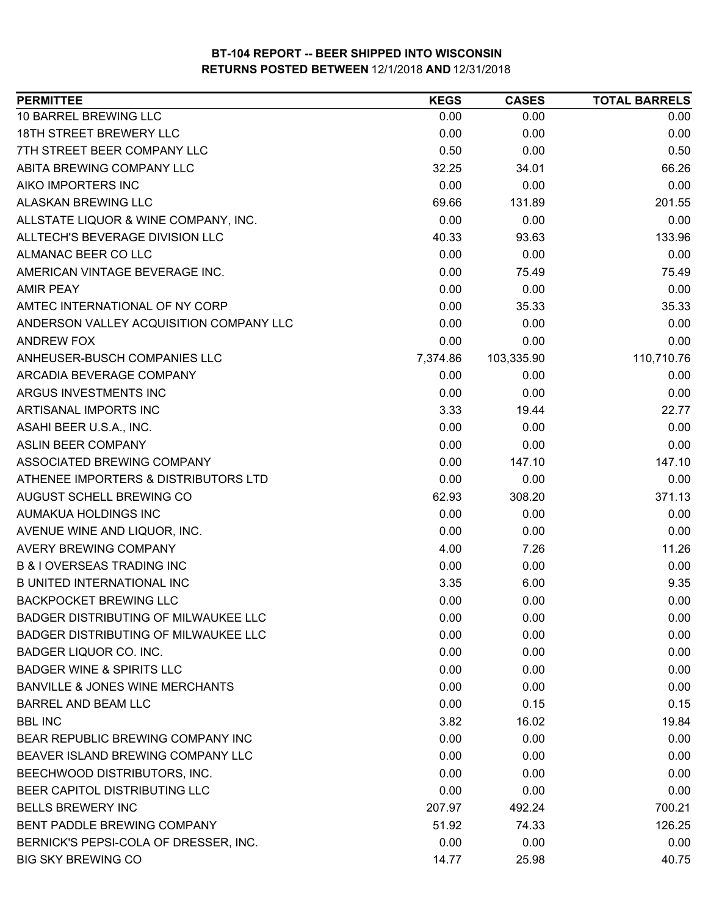# BT-104 REPORT -- BEER SHIPPED INTO WISCONSIN
## RETURNS POSTED BETWEEN 12/1/2018 AND 12/31/2018

| PERMITTEE | KEGS | CASES | TOTAL BARRELS |
|---|---|---|---|
| 10 BARREL BREWING LLC | 0.00 | 0.00 | 0.00 |
| 18TH STREET BREWERY LLC | 0.00 | 0.00 | 0.00 |
| 7TH STREET BEER COMPANY LLC | 0.50 | 0.00 | 0.50 |
| ABITA BREWING COMPANY LLC | 32.25 | 34.01 | 66.26 |
| AIKO IMPORTERS INC | 0.00 | 0.00 | 0.00 |
| ALASKAN BREWING LLC | 69.66 | 131.89 | 201.55 |
| ALLSTATE LIQUOR & WINE COMPANY, INC. | 0.00 | 0.00 | 0.00 |
| ALLTECH'S BEVERAGE DIVISION LLC | 40.33 | 93.63 | 133.96 |
| ALMANAC BEER CO LLC | 0.00 | 0.00 | 0.00 |
| AMERICAN VINTAGE BEVERAGE INC. | 0.00 | 75.49 | 75.49 |
| AMIR PEAY | 0.00 | 0.00 | 0.00 |
| AMTEC INTERNATIONAL OF NY CORP | 0.00 | 35.33 | 35.33 |
| ANDERSON VALLEY ACQUISITION COMPANY LLC | 0.00 | 0.00 | 0.00 |
| ANDREW FOX | 0.00 | 0.00 | 0.00 |
| ANHEUSER-BUSCH COMPANIES LLC | 7,374.86 | 103,335.90 | 110,710.76 |
| ARCADIA BEVERAGE COMPANY | 0.00 | 0.00 | 0.00 |
| ARGUS INVESTMENTS INC | 0.00 | 0.00 | 0.00 |
| ARTISANAL IMPORTS INC | 3.33 | 19.44 | 22.77 |
| ASAHI BEER U.S.A., INC. | 0.00 | 0.00 | 0.00 |
| ASLIN BEER COMPANY | 0.00 | 0.00 | 0.00 |
| ASSOCIATED BREWING COMPANY | 0.00 | 147.10 | 147.10 |
| ATHENEE IMPORTERS & DISTRIBUTORS LTD | 0.00 | 0.00 | 0.00 |
| AUGUST SCHELL BREWING CO | 62.93 | 308.20 | 371.13 |
| AUMAKUA HOLDINGS INC | 0.00 | 0.00 | 0.00 |
| AVENUE WINE AND LIQUOR, INC. | 0.00 | 0.00 | 0.00 |
| AVERY BREWING COMPANY | 4.00 | 7.26 | 11.26 |
| B & I OVERSEAS TRADING INC | 0.00 | 0.00 | 0.00 |
| B UNITED INTERNATIONAL INC | 3.35 | 6.00 | 9.35 |
| BACKPOCKET BREWING LLC | 0.00 | 0.00 | 0.00 |
| BADGER DISTRIBUTING OF MILWAUKEE LLC | 0.00 | 0.00 | 0.00 |
| BADGER DISTRIBUTING OF MILWAUKEE LLC | 0.00 | 0.00 | 0.00 |
| BADGER LIQUOR CO. INC. | 0.00 | 0.00 | 0.00 |
| BADGER WINE & SPIRITS LLC | 0.00 | 0.00 | 0.00 |
| BANVILLE & JONES WINE MERCHANTS | 0.00 | 0.00 | 0.00 |
| BARREL AND BEAM LLC | 0.00 | 0.15 | 0.15 |
| BBL INC | 3.82 | 16.02 | 19.84 |
| BEAR REPUBLIC BREWING COMPANY INC | 0.00 | 0.00 | 0.00 |
| BEAVER ISLAND BREWING COMPANY LLC | 0.00 | 0.00 | 0.00 |
| BEECHWOOD DISTRIBUTORS, INC. | 0.00 | 0.00 | 0.00 |
| BEER CAPITOL DISTRIBUTING LLC | 0.00 | 0.00 | 0.00 |
| BELLS BREWERY INC | 207.97 | 492.24 | 700.21 |
| BENT PADDLE BREWING COMPANY | 51.92 | 74.33 | 126.25 |
| BERNICK'S PEPSI-COLA OF DRESSER, INC. | 0.00 | 0.00 | 0.00 |
| BIG SKY BREWING CO | 14.77 | 25.98 | 40.75 |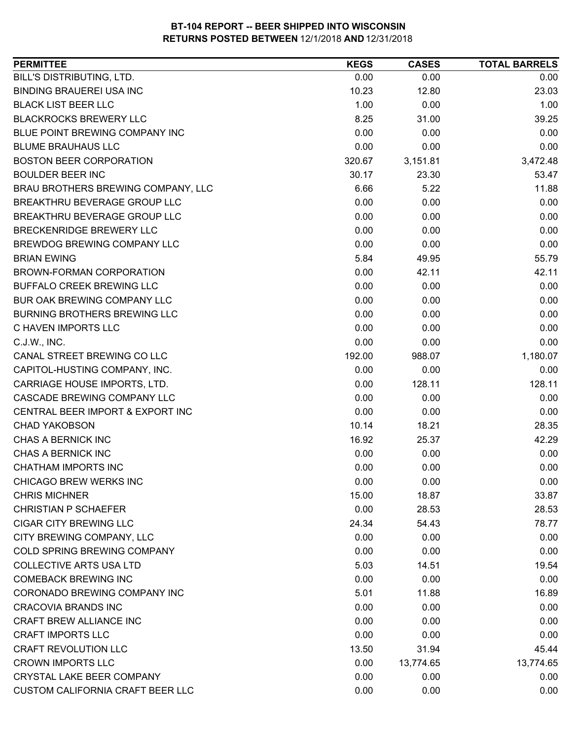**BT-104 REPORT -- BEER SHIPPED INTO WISCONSIN**
**RETURNS POSTED BETWEEN** 12/1/2018 **AND** 12/31/2018

| PERMITTEE | KEGS | CASES | TOTAL BARRELS |
|---|---|---|---|
| BILL'S DISTRIBUTING, LTD. | 0.00 | 0.00 | 0.00 |
| BINDING BRAUEREI USA INC | 10.23 | 12.80 | 23.03 |
| BLACK LIST BEER LLC | 1.00 | 0.00 | 1.00 |
| BLACKROCKS BREWERY LLC | 8.25 | 31.00 | 39.25 |
| BLUE POINT BREWING COMPANY INC | 0.00 | 0.00 | 0.00 |
| BLUME BRAUHAUS LLC | 0.00 | 0.00 | 0.00 |
| BOSTON BEER CORPORATION | 320.67 | 3,151.81 | 3,472.48 |
| BOULDER BEER INC | 30.17 | 23.30 | 53.47 |
| BRAU BROTHERS BREWING COMPANY, LLC | 6.66 | 5.22 | 11.88 |
| BREAKTHRU BEVERAGE GROUP LLC | 0.00 | 0.00 | 0.00 |
| BREAKTHRU BEVERAGE GROUP LLC | 0.00 | 0.00 | 0.00 |
| BRECKENRIDGE BREWERY LLC | 0.00 | 0.00 | 0.00 |
| BREWDOG BREWING COMPANY LLC | 0.00 | 0.00 | 0.00 |
| BRIAN EWING | 5.84 | 49.95 | 55.79 |
| BROWN-FORMAN CORPORATION | 0.00 | 42.11 | 42.11 |
| BUFFALO CREEK BREWING LLC | 0.00 | 0.00 | 0.00 |
| BUR OAK BREWING COMPANY LLC | 0.00 | 0.00 | 0.00 |
| BURNING BROTHERS BREWING LLC | 0.00 | 0.00 | 0.00 |
| C HAVEN IMPORTS LLC | 0.00 | 0.00 | 0.00 |
| C.J.W., INC. | 0.00 | 0.00 | 0.00 |
| CANAL STREET BREWING CO LLC | 192.00 | 988.07 | 1,180.07 |
| CAPITOL-HUSTING COMPANY, INC. | 0.00 | 0.00 | 0.00 |
| CARRIAGE HOUSE IMPORTS, LTD. | 0.00 | 128.11 | 128.11 |
| CASCADE BREWING COMPANY LLC | 0.00 | 0.00 | 0.00 |
| CENTRAL BEER IMPORT & EXPORT INC | 0.00 | 0.00 | 0.00 |
| CHAD YAKOBSON | 10.14 | 18.21 | 28.35 |
| CHAS A BERNICK INC | 16.92 | 25.37 | 42.29 |
| CHAS A BERNICK INC | 0.00 | 0.00 | 0.00 |
| CHATHAM IMPORTS INC | 0.00 | 0.00 | 0.00 |
| CHICAGO BREW WERKS INC | 0.00 | 0.00 | 0.00 |
| CHRIS MICHNER | 15.00 | 18.87 | 33.87 |
| CHRISTIAN P SCHAEFER | 0.00 | 28.53 | 28.53 |
| CIGAR CITY BREWING LLC | 24.34 | 54.43 | 78.77 |
| CITY BREWING COMPANY, LLC | 0.00 | 0.00 | 0.00 |
| COLD SPRING BREWING COMPANY | 0.00 | 0.00 | 0.00 |
| COLLECTIVE ARTS USA LTD | 5.03 | 14.51 | 19.54 |
| COMEBACK BREWING INC | 0.00 | 0.00 | 0.00 |
| CORONADO BREWING COMPANY INC | 5.01 | 11.88 | 16.89 |
| CRACOVIA BRANDS INC | 0.00 | 0.00 | 0.00 |
| CRAFT BREW ALLIANCE INC | 0.00 | 0.00 | 0.00 |
| CRAFT IMPORTS LLC | 0.00 | 0.00 | 0.00 |
| CRAFT REVOLUTION LLC | 13.50 | 31.94 | 45.44 |
| CROWN IMPORTS LLC | 0.00 | 13,774.65 | 13,774.65 |
| CRYSTAL LAKE BEER COMPANY | 0.00 | 0.00 | 0.00 |
| CUSTOM CALIFORNIA CRAFT BEER LLC | 0.00 | 0.00 | 0.00 |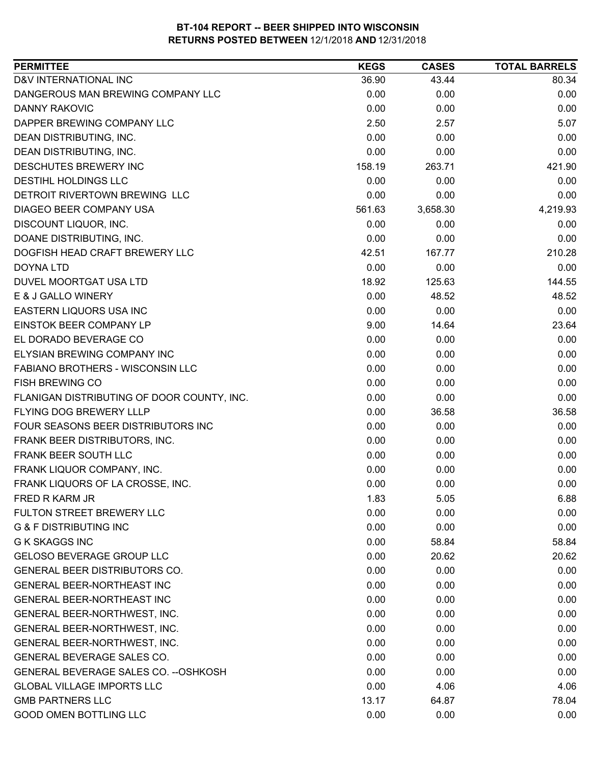# BT-104 REPORT -- BEER SHIPPED INTO WISCONSIN

**RETURNS POSTED BETWEEN** 12/1/2018 **AND** 12/31/2018

| PERMITTEE | KEGS | CASES | TOTAL BARRELS |
|---|---|---|---|
| D&V INTERNATIONAL INC | 36.90 | 43.44 | 80.34 |
| DANGEROUS MAN BREWING COMPANY LLC | 0.00 | 0.00 | 0.00 |
| DANNY RAKOVIC | 0.00 | 0.00 | 0.00 |
| DAPPER BREWING COMPANY LLC | 2.50 | 2.57 | 5.07 |
| DEAN DISTRIBUTING, INC. | 0.00 | 0.00 | 0.00 |
| DEAN DISTRIBUTING, INC. | 0.00 | 0.00 | 0.00 |
| DESCHUTES BREWERY INC | 158.19 | 263.71 | 421.90 |
| DESTIHL HOLDINGS LLC | 0.00 | 0.00 | 0.00 |
| DETROIT RIVERTOWN BREWING LLC | 0.00 | 0.00 | 0.00 |
| DIAGEO BEER COMPANY USA | 561.63 | 3,658.30 | 4,219.93 |
| DISCOUNT LIQUOR, INC. | 0.00 | 0.00 | 0.00 |
| DOANE DISTRIBUTING, INC. | 0.00 | 0.00 | 0.00 |
| DOGFISH HEAD CRAFT BREWERY LLC | 42.51 | 167.77 | 210.28 |
| DOYNA LTD | 0.00 | 0.00 | 0.00 |
| DUVEL MOORTGAT USA LTD | 18.92 | 125.63 | 144.55 |
| E & J GALLO WINERY | 0.00 | 48.52 | 48.52 |
| EASTERN LIQUORS USA INC | 0.00 | 0.00 | 0.00 |
| EINSTOK BEER COMPANY LP | 9.00 | 14.64 | 23.64 |
| EL DORADO BEVERAGE CO | 0.00 | 0.00 | 0.00 |
| ELYSIAN BREWING COMPANY INC | 0.00 | 0.00 | 0.00 |
| FABIANO BROTHERS - WISCONSIN LLC | 0.00 | 0.00 | 0.00 |
| FISH BREWING CO | 0.00 | 0.00 | 0.00 |
| FLANIGAN DISTRIBUTING OF DOOR COUNTY, INC. | 0.00 | 0.00 | 0.00 |
| FLYING DOG BREWERY LLLP | 0.00 | 36.58 | 36.58 |
| FOUR SEASONS BEER DISTRIBUTORS INC | 0.00 | 0.00 | 0.00 |
| FRANK BEER DISTRIBUTORS, INC. | 0.00 | 0.00 | 0.00 |
| FRANK BEER SOUTH LLC | 0.00 | 0.00 | 0.00 |
| FRANK LIQUOR COMPANY, INC. | 0.00 | 0.00 | 0.00 |
| FRANK LIQUORS OF LA CROSSE, INC. | 0.00 | 0.00 | 0.00 |
| FRED R KARM JR | 1.83 | 5.05 | 6.88 |
| FULTON STREET BREWERY LLC | 0.00 | 0.00 | 0.00 |
| G & F DISTRIBUTING INC | 0.00 | 0.00 | 0.00 |
| G K SKAGGS INC | 0.00 | 58.84 | 58.84 |
| GELOSO BEVERAGE GROUP LLC | 0.00 | 20.62 | 20.62 |
| GENERAL BEER DISTRIBUTORS CO. | 0.00 | 0.00 | 0.00 |
| GENERAL BEER-NORTHEAST INC | 0.00 | 0.00 | 0.00 |
| GENERAL BEER-NORTHEAST INC | 0.00 | 0.00 | 0.00 |
| GENERAL BEER-NORTHWEST, INC. | 0.00 | 0.00 | 0.00 |
| GENERAL BEER-NORTHWEST, INC. | 0.00 | 0.00 | 0.00 |
| GENERAL BEER-NORTHWEST, INC. | 0.00 | 0.00 | 0.00 |
| GENERAL BEVERAGE SALES CO. | 0.00 | 0.00 | 0.00 |
| GENERAL BEVERAGE SALES CO. --OSHKOSH | 0.00 | 0.00 | 0.00 |
| GLOBAL VILLAGE IMPORTS LLC | 0.00 | 4.06 | 4.06 |
| GMB PARTNERS LLC | 13.17 | 64.87 | 78.04 |
| GOOD OMEN BOTTLING LLC | 0.00 | 0.00 | 0.00 |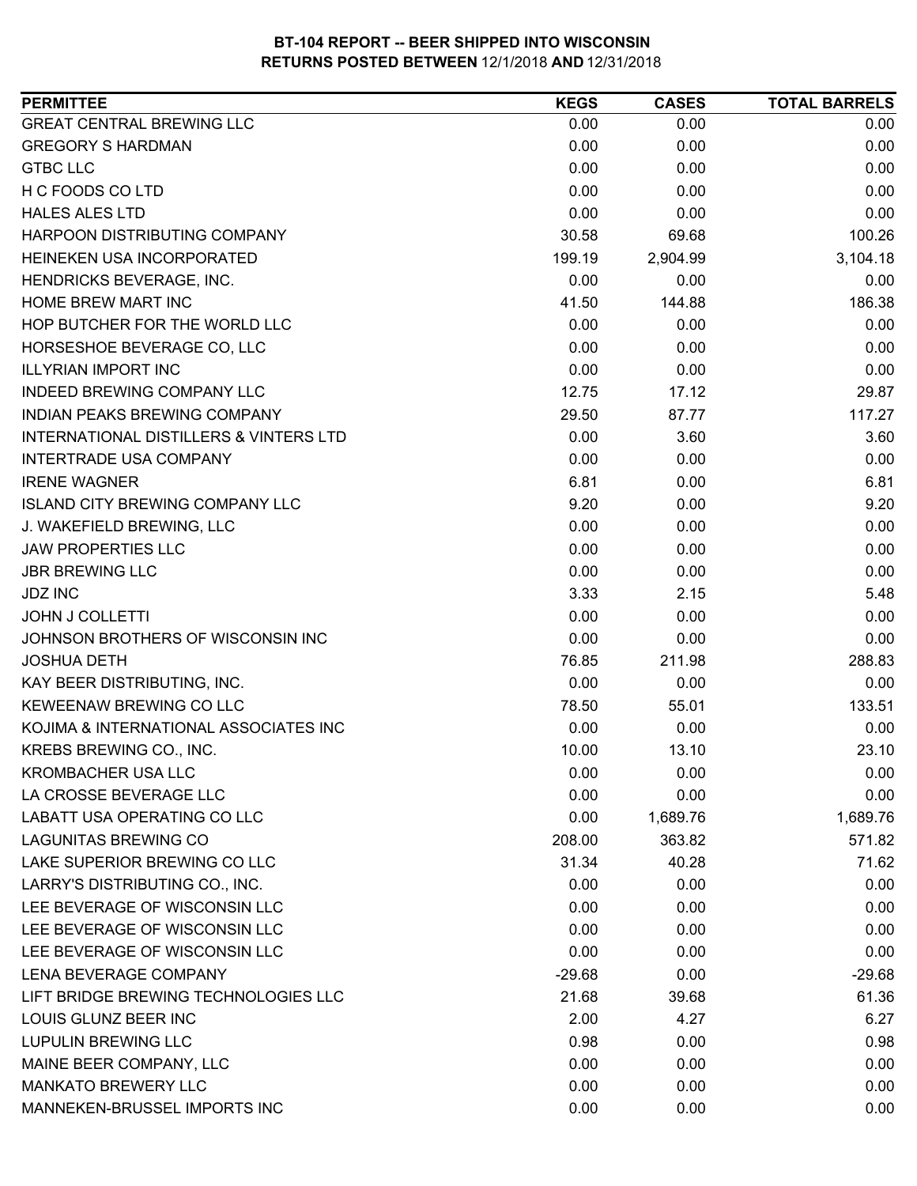# BT-104 REPORT -- BEER SHIPPED INTO WISCONSIN
## RETURNS POSTED BETWEEN 12/1/2018 AND 12/31/2018

| PERMITTEE | KEGS | CASES | TOTAL BARRELS |
|---|---|---|---|
| GREAT CENTRAL BREWING LLC | 0.00 | 0.00 | 0.00 |
| GREGORY S HARDMAN | 0.00 | 0.00 | 0.00 |
| GTBC LLC | 0.00 | 0.00 | 0.00 |
| H C FOODS CO LTD | 0.00 | 0.00 | 0.00 |
| HALES ALES LTD | 0.00 | 0.00 | 0.00 |
| HARPOON DISTRIBUTING COMPANY | 30.58 | 69.68 | 100.26 |
| HEINEKEN USA INCORPORATED | 199.19 | 2,904.99 | 3,104.18 |
| HENDRICKS BEVERAGE, INC. | 0.00 | 0.00 | 0.00 |
| HOME BREW MART INC | 41.50 | 144.88 | 186.38 |
| HOP BUTCHER FOR THE WORLD LLC | 0.00 | 0.00 | 0.00 |
| HORSESHOE BEVERAGE CO, LLC | 0.00 | 0.00 | 0.00 |
| ILLYRIAN IMPORT INC | 0.00 | 0.00 | 0.00 |
| INDEED BREWING COMPANY LLC | 12.75 | 17.12 | 29.87 |
| INDIAN PEAKS BREWING COMPANY | 29.50 | 87.77 | 117.27 |
| INTERNATIONAL DISTILLERS & VINTERS LTD | 0.00 | 3.60 | 3.60 |
| INTERTRADE USA COMPANY | 0.00 | 0.00 | 0.00 |
| IRENE WAGNER | 6.81 | 0.00 | 6.81 |
| ISLAND CITY BREWING COMPANY LLC | 9.20 | 0.00 | 9.20 |
| J. WAKEFIELD BREWING, LLC | 0.00 | 0.00 | 0.00 |
| JAW PROPERTIES LLC | 0.00 | 0.00 | 0.00 |
| JBR BREWING LLC | 0.00 | 0.00 | 0.00 |
| JDZ INC | 3.33 | 2.15 | 5.48 |
| JOHN J COLLETTI | 0.00 | 0.00 | 0.00 |
| JOHNSON BROTHERS OF WISCONSIN INC | 0.00 | 0.00 | 0.00 |
| JOSHUA DETH | 76.85 | 211.98 | 288.83 |
| KAY BEER DISTRIBUTING, INC. | 0.00 | 0.00 | 0.00 |
| KEWEENAW BREWING CO LLC | 78.50 | 55.01 | 133.51 |
| KOJIMA & INTERNATIONAL ASSOCIATES INC | 0.00 | 0.00 | 0.00 |
| KREBS BREWING CO., INC. | 10.00 | 13.10 | 23.10 |
| KROMBACHER USA LLC | 0.00 | 0.00 | 0.00 |
| LA CROSSE BEVERAGE LLC | 0.00 | 0.00 | 0.00 |
| LABATT USA OPERATING CO LLC | 0.00 | 1,689.76 | 1,689.76 |
| LAGUNITAS BREWING CO | 208.00 | 363.82 | 571.82 |
| LAKE SUPERIOR BREWING CO LLC | 31.34 | 40.28 | 71.62 |
| LARRY'S DISTRIBUTING CO., INC. | 0.00 | 0.00 | 0.00 |
| LEE BEVERAGE OF WISCONSIN LLC | 0.00 | 0.00 | 0.00 |
| LEE BEVERAGE OF WISCONSIN LLC | 0.00 | 0.00 | 0.00 |
| LEE BEVERAGE OF WISCONSIN LLC | 0.00 | 0.00 | 0.00 |
| LENA BEVERAGE COMPANY | -29.68 | 0.00 | -29.68 |
| LIFT BRIDGE BREWING TECHNOLOGIES LLC | 21.68 | 39.68 | 61.36 |
| LOUIS GLUNZ BEER INC | 2.00 | 4.27 | 6.27 |
| LUPULIN BREWING LLC | 0.98 | 0.00 | 0.98 |
| MAINE BEER COMPANY, LLC | 0.00 | 0.00 | 0.00 |
| MANKATO BREWERY LLC | 0.00 | 0.00 | 0.00 |
| MANNEKEN-BRUSSEL IMPORTS INC | 0.00 | 0.00 | 0.00 |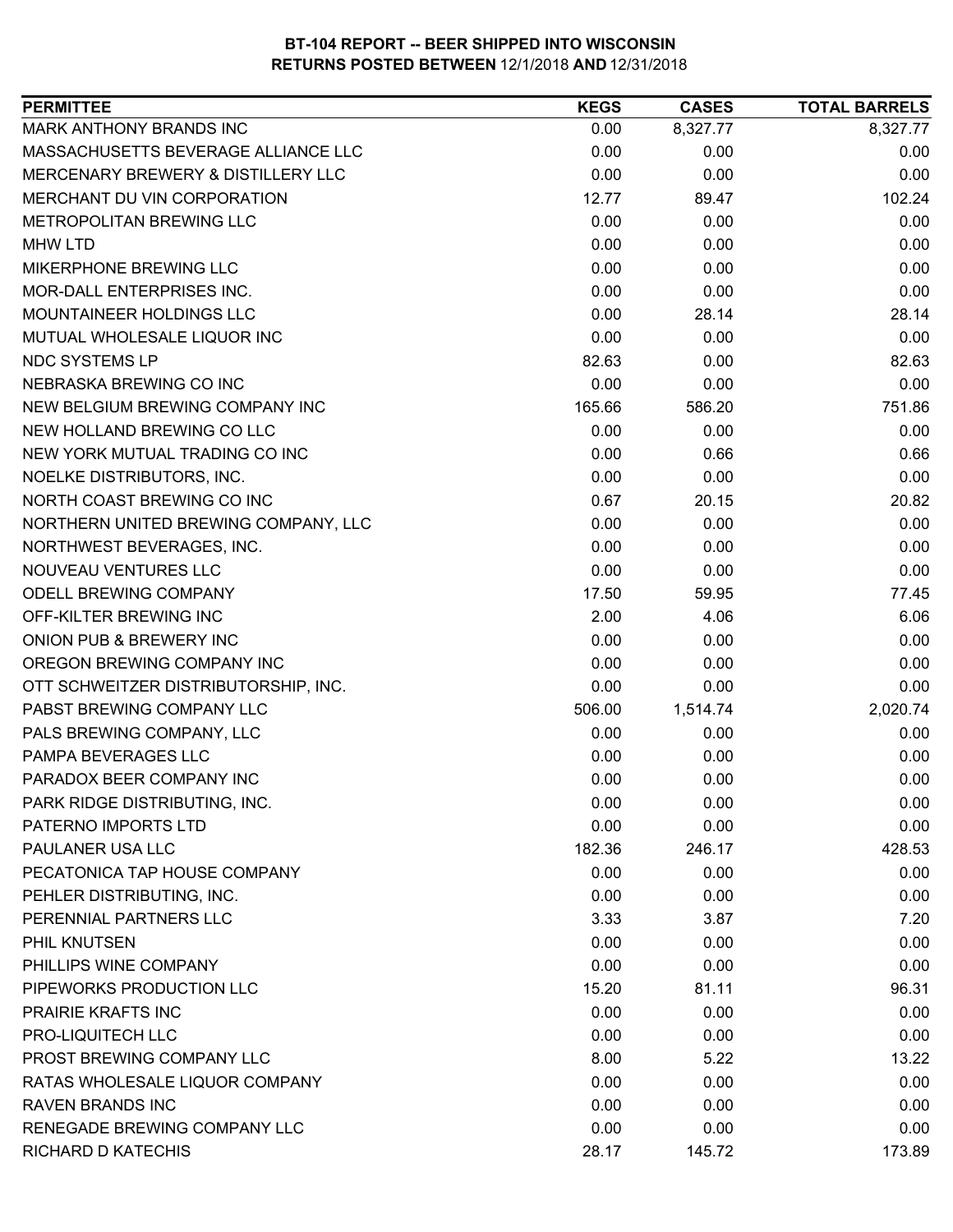# BT-104 REPORT -- BEER SHIPPED INTO WISCONSIN
## RETURNS POSTED BETWEEN 12/1/2018 AND 12/31/2018

| PERMITTEE | KEGS | CASES | TOTAL BARRELS |
|---|---|---|---|
| MARK ANTHONY BRANDS INC | 0.00 | 8,327.77 | 8,327.77 |
| MASSACHUSETTS BEVERAGE ALLIANCE LLC | 0.00 | 0.00 | 0.00 |
| MERCENARY BREWERY & DISTILLERY LLC | 0.00 | 0.00 | 0.00 |
| MERCHANT DU VIN CORPORATION | 12.77 | 89.47 | 102.24 |
| METROPOLITAN BREWING LLC | 0.00 | 0.00 | 0.00 |
| MHW LTD | 0.00 | 0.00 | 0.00 |
| MIKERPHONE BREWING LLC | 0.00 | 0.00 | 0.00 |
| MOR-DALL ENTERPRISES INC. | 0.00 | 0.00 | 0.00 |
| MOUNTAINEER HOLDINGS LLC | 0.00 | 28.14 | 28.14 |
| MUTUAL WHOLESALE LIQUOR INC | 0.00 | 0.00 | 0.00 |
| NDC SYSTEMS LP | 82.63 | 0.00 | 82.63 |
| NEBRASKA BREWING CO INC | 0.00 | 0.00 | 0.00 |
| NEW BELGIUM BREWING COMPANY INC | 165.66 | 586.20 | 751.86 |
| NEW HOLLAND BREWING CO LLC | 0.00 | 0.00 | 0.00 |
| NEW YORK MUTUAL TRADING CO INC | 0.00 | 0.66 | 0.66 |
| NOELKE DISTRIBUTORS, INC. | 0.00 | 0.00 | 0.00 |
| NORTH COAST BREWING CO INC | 0.67 | 20.15 | 20.82 |
| NORTHERN UNITED BREWING COMPANY, LLC | 0.00 | 0.00 | 0.00 |
| NORTHWEST BEVERAGES, INC. | 0.00 | 0.00 | 0.00 |
| NOUVEAU VENTURES LLC | 0.00 | 0.00 | 0.00 |
| ODELL BREWING COMPANY | 17.50 | 59.95 | 77.45 |
| OFF-KILTER BREWING INC | 2.00 | 4.06 | 6.06 |
| ONION PUB & BREWERY INC | 0.00 | 0.00 | 0.00 |
| OREGON BREWING COMPANY INC | 0.00 | 0.00 | 0.00 |
| OTT SCHWEITZER DISTRIBUTORSHIP, INC. | 0.00 | 0.00 | 0.00 |
| PABST BREWING COMPANY LLC | 506.00 | 1,514.74 | 2,020.74 |
| PALS BREWING COMPANY, LLC | 0.00 | 0.00 | 0.00 |
| PAMPA BEVERAGES LLC | 0.00 | 0.00 | 0.00 |
| PARADOX BEER COMPANY INC | 0.00 | 0.00 | 0.00 |
| PARK RIDGE DISTRIBUTING, INC. | 0.00 | 0.00 | 0.00 |
| PATERNO IMPORTS LTD | 0.00 | 0.00 | 0.00 |
| PAULANER USA LLC | 182.36 | 246.17 | 428.53 |
| PECATONICA TAP HOUSE COMPANY | 0.00 | 0.00 | 0.00 |
| PEHLER DISTRIBUTING, INC. | 0.00 | 0.00 | 0.00 |
| PERENNIAL PARTNERS LLC | 3.33 | 3.87 | 7.20 |
| PHIL KNUTSEN | 0.00 | 0.00 | 0.00 |
| PHILLIPS WINE COMPANY | 0.00 | 0.00 | 0.00 |
| PIPEWORKS PRODUCTION LLC | 15.20 | 81.11 | 96.31 |
| PRAIRIE KRAFTS INC | 0.00 | 0.00 | 0.00 |
| PRO-LIQUITECH LLC | 0.00 | 0.00 | 0.00 |
| PROST BREWING COMPANY LLC | 8.00 | 5.22 | 13.22 |
| RATAS WHOLESALE LIQUOR COMPANY | 0.00 | 0.00 | 0.00 |
| RAVEN BRANDS INC | 0.00 | 0.00 | 0.00 |
| RENEGADE BREWING COMPANY LLC | 0.00 | 0.00 | 0.00 |
| RICHARD D KATECHIS | 28.17 | 145.72 | 173.89 |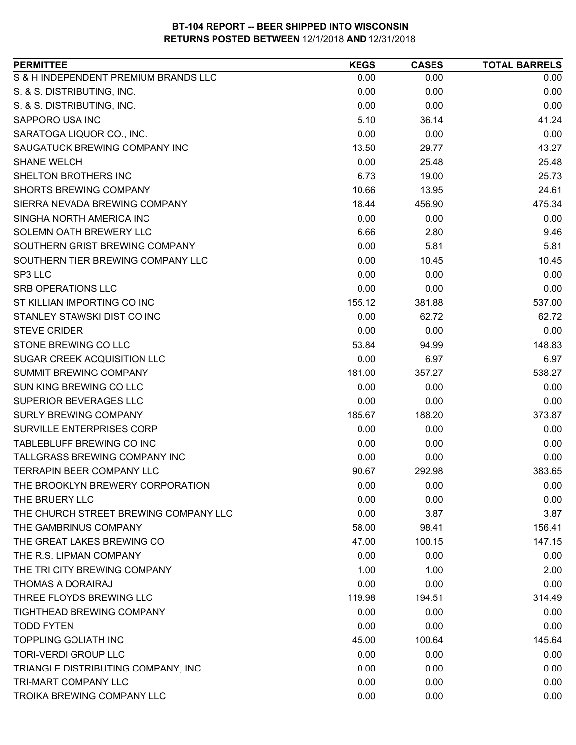**BT-104 REPORT -- BEER SHIPPED INTO WISCONSIN**
**RETURNS POSTED BETWEEN** 12/1/2018 **AND** 12/31/2018

| PERMITTEE | KEGS | CASES | TOTAL BARRELS |
|---|---|---|---|
| S & H INDEPENDENT PREMIUM BRANDS LLC | 0.00 | 0.00 | 0.00 |
| S. & S. DISTRIBUTING, INC. | 0.00 | 0.00 | 0.00 |
| S. & S. DISTRIBUTING, INC. | 0.00 | 0.00 | 0.00 |
| SAPPORO USA INC | 5.10 | 36.14 | 41.24 |
| SARATOGA LIQUOR CO., INC. | 0.00 | 0.00 | 0.00 |
| SAUGATUCK BREWING COMPANY INC | 13.50 | 29.77 | 43.27 |
| SHANE WELCH | 0.00 | 25.48 | 25.48 |
| SHELTON BROTHERS INC | 6.73 | 19.00 | 25.73 |
| SHORTS BREWING COMPANY | 10.66 | 13.95 | 24.61 |
| SIERRA NEVADA BREWING COMPANY | 18.44 | 456.90 | 475.34 |
| SINGHA NORTH AMERICA INC | 0.00 | 0.00 | 0.00 |
| SOLEMN OATH BREWERY LLC | 6.66 | 2.80 | 9.46 |
| SOUTHERN GRIST BREWING COMPANY | 0.00 | 5.81 | 5.81 |
| SOUTHERN TIER BREWING COMPANY LLC | 0.00 | 10.45 | 10.45 |
| SP3 LLC | 0.00 | 0.00 | 0.00 |
| SRB OPERATIONS LLC | 0.00 | 0.00 | 0.00 |
| ST KILLIAN IMPORTING CO INC | 155.12 | 381.88 | 537.00 |
| STANLEY STAWSKI DIST CO INC | 0.00 | 62.72 | 62.72 |
| STEVE CRIDER | 0.00 | 0.00 | 0.00 |
| STONE BREWING CO LLC | 53.84 | 94.99 | 148.83 |
| SUGAR CREEK ACQUISITION LLC | 0.00 | 6.97 | 6.97 |
| SUMMIT BREWING COMPANY | 181.00 | 357.27 | 538.27 |
| SUN KING BREWING CO LLC | 0.00 | 0.00 | 0.00 |
| SUPERIOR BEVERAGES LLC | 0.00 | 0.00 | 0.00 |
| SURLY BREWING COMPANY | 185.67 | 188.20 | 373.87 |
| SURVILLE ENTERPRISES CORP | 0.00 | 0.00 | 0.00 |
| TABLEBLUFF BREWING CO INC | 0.00 | 0.00 | 0.00 |
| TALLGRASS BREWING COMPANY INC | 0.00 | 0.00 | 0.00 |
| TERRAPIN BEER COMPANY LLC | 90.67 | 292.98 | 383.65 |
| THE BROOKLYN BREWERY CORPORATION | 0.00 | 0.00 | 0.00 |
| THE BRUERY LLC | 0.00 | 0.00 | 0.00 |
| THE CHURCH STREET BREWING COMPANY LLC | 0.00 | 3.87 | 3.87 |
| THE GAMBRINUS COMPANY | 58.00 | 98.41 | 156.41 |
| THE GREAT LAKES BREWING CO | 47.00 | 100.15 | 147.15 |
| THE R.S. LIPMAN COMPANY | 0.00 | 0.00 | 0.00 |
| THE TRI CITY BREWING COMPANY | 1.00 | 1.00 | 2.00 |
| THOMAS A DORAIRAJ | 0.00 | 0.00 | 0.00 |
| THREE FLOYDS BREWING LLC | 119.98 | 194.51 | 314.49 |
| TIGHTHEAD BREWING COMPANY | 0.00 | 0.00 | 0.00 |
| TODD FYTEN | 0.00 | 0.00 | 0.00 |
| TOPPLING GOLIATH INC | 45.00 | 100.64 | 145.64 |
| TORI-VERDI GROUP LLC | 0.00 | 0.00 | 0.00 |
| TRIANGLE DISTRIBUTING COMPANY, INC. | 0.00 | 0.00 | 0.00 |
| TRI-MART COMPANY LLC | 0.00 | 0.00 | 0.00 |
| TROIKA BREWING COMPANY LLC | 0.00 | 0.00 | 0.00 |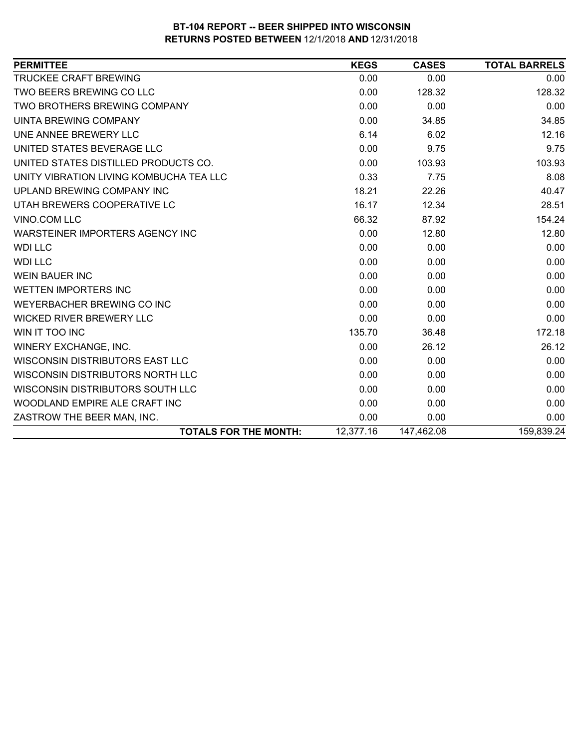# BT-104 REPORT -- BEER SHIPPED INTO WISCONSIN

## RETURNS POSTED BETWEEN 12/1/2018 AND 12/31/2018

| PERMITTEE | KEGS | CASES | TOTAL BARRELS |
|---|---|---|---|
| TRUCKEE CRAFT BREWING | 0.00 | 0.00 | 0.00 |
| TWO BEERS BREWING CO LLC | 0.00 | 128.32 | 128.32 |
| TWO BROTHERS BREWING COMPANY | 0.00 | 0.00 | 0.00 |
| UINTA BREWING COMPANY | 0.00 | 34.85 | 34.85 |
| UNE ANNEE BREWERY LLC | 6.14 | 6.02 | 12.16 |
| UNITED STATES BEVERAGE LLC | 0.00 | 9.75 | 9.75 |
| UNITED STATES DISTILLED PRODUCTS CO. | 0.00 | 103.93 | 103.93 |
| UNITY VIBRATION LIVING KOMBUCHA TEA LLC | 0.33 | 7.75 | 8.08 |
| UPLAND BREWING COMPANY INC | 18.21 | 22.26 | 40.47 |
| UTAH BREWERS COOPERATIVE LC | 16.17 | 12.34 | 28.51 |
| VINO.COM LLC | 66.32 | 87.92 | 154.24 |
| WARSTEINER IMPORTERS AGENCY INC | 0.00 | 12.80 | 12.80 |
| WDI LLC | 0.00 | 0.00 | 0.00 |
| WDI LLC | 0.00 | 0.00 | 0.00 |
| WEIN BAUER INC | 0.00 | 0.00 | 0.00 |
| WETTEN IMPORTERS INC | 0.00 | 0.00 | 0.00 |
| WEYERBACHER BREWING CO INC | 0.00 | 0.00 | 0.00 |
| WICKED RIVER BREWERY LLC | 0.00 | 0.00 | 0.00 |
| WIN IT TOO INC | 135.70 | 36.48 | 172.18 |
| WINERY EXCHANGE, INC. | 0.00 | 26.12 | 26.12 |
| WISCONSIN DISTRIBUTORS EAST LLC | 0.00 | 0.00 | 0.00 |
| WISCONSIN DISTRIBUTORS NORTH LLC | 0.00 | 0.00 | 0.00 |
| WISCONSIN DISTRIBUTORS SOUTH LLC | 0.00 | 0.00 | 0.00 |
| WOODLAND EMPIRE ALE CRAFT INC | 0.00 | 0.00 | 0.00 |
| ZASTROW THE BEER MAN, INC. | 0.00 | 0.00 | 0.00 |
| **TOTALS FOR THE MONTH:** | 12,377.16 | 147,462.08 | 159,839.24 |